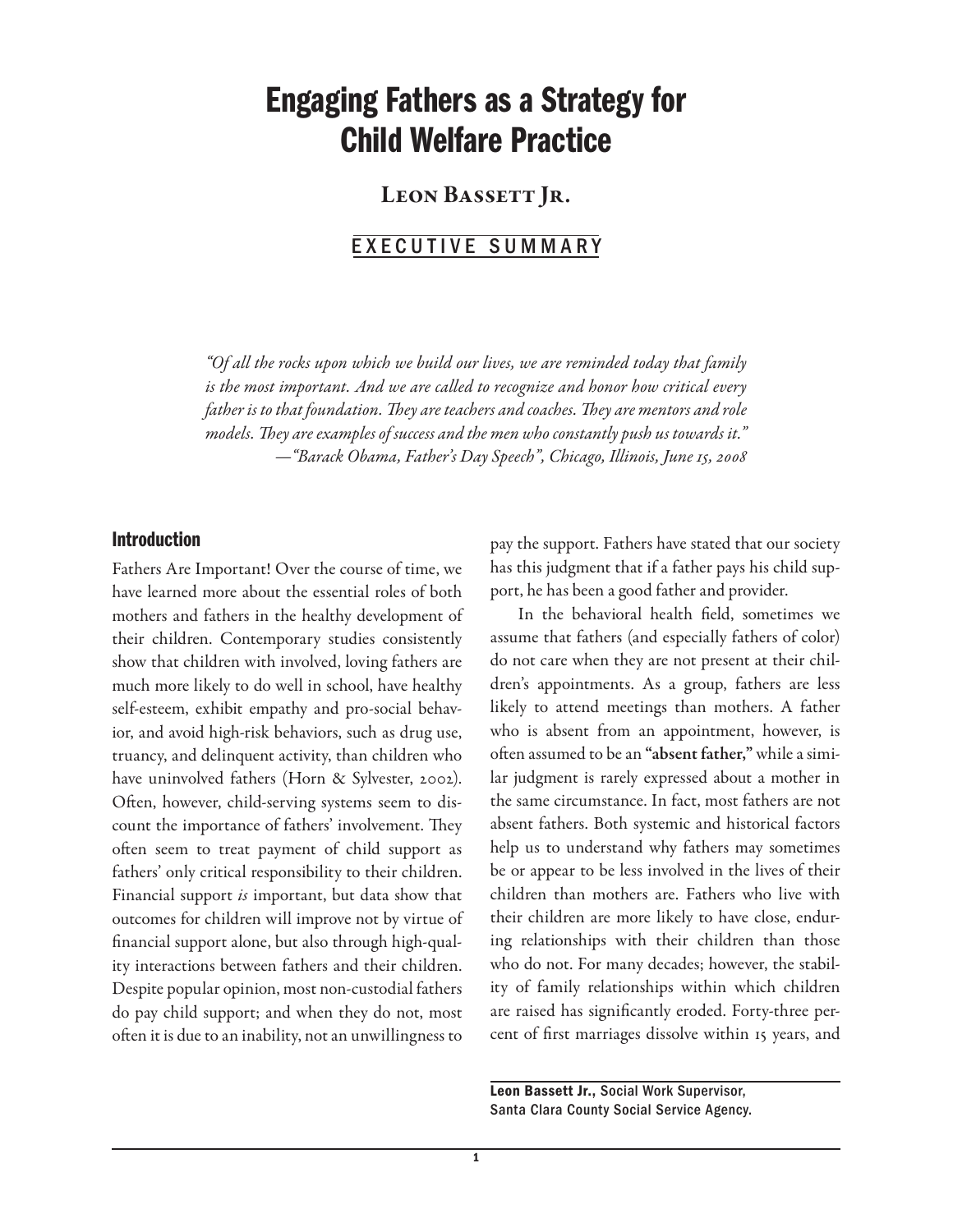# Engaging Fathers as a Strategy for Child Welfare Practice

**Leon Bassett Jr.**

EXECUTIVE SUMMARY

> *"Of all the rocks upon which we build our lives, we are reminded today that family is the most important. And we are called to recognize and honor how critical every father is to that foundation. They are teachers and coaches. They are mentors and role models. They are examples of success and the men who constantly push us towards it."*
> *—"Barack Obama, Father's Day Speech", Chicago, Illinois, June 15, 2008*

## Introduction

Fathers Are Important! Over the course of time, we have learned more about the essential roles of both mothers and fathers in the healthy development of their children. Contemporary studies consistently show that children with involved, loving fathers are much more likely to do well in school, have healthy self-esteem, exhibit empathy and pro-social behavior, and avoid high-risk behaviors, such as drug use, truancy, and delinquent activity, than children who have uninvolved fathers (Horn & Sylvester, 2002). Often, however, child-serving systems seem to discount the importance of fathers' involvement. They often seem to treat payment of child support as fathers' only critical responsibility to their children. Financial support *is* important, but data show that outcomes for children will improve not by virtue of financial support alone, but also through high-quality interactions between fathers and their children. Despite popular opinion, most non-custodial fathers do pay child support; and when they do not, most often it is due to an inability, not an unwillingness to pay the support. Fathers have stated that our society has this judgment that if a father pays his child support, he has been a good father and provider.

In the behavioral health field, sometimes we assume that fathers (and especially fathers of color) do not care when they are not present at their children's appointments. As a group, fathers are less likely to attend meetings than mothers. A father who is absent from an appointment, however, is often assumed to be an **"absent father,"** while a similar judgment is rarely expressed about a mother in the same circumstance. In fact, most fathers are not absent fathers. Both systemic and historical factors help us to understand why fathers may sometimes be or appear to be less involved in the lives of their children than mothers are. Fathers who live with their children are more likely to have close, enduring relationships with their children than those who do not. For many decades; however, the stability of family relationships within which children are raised has significantly eroded. Forty-three percent of first marriages dissolve within 15 years, and

**Leon Bassett Jr.,** Social Work Supervisor, Santa Clara County Social Service Agency.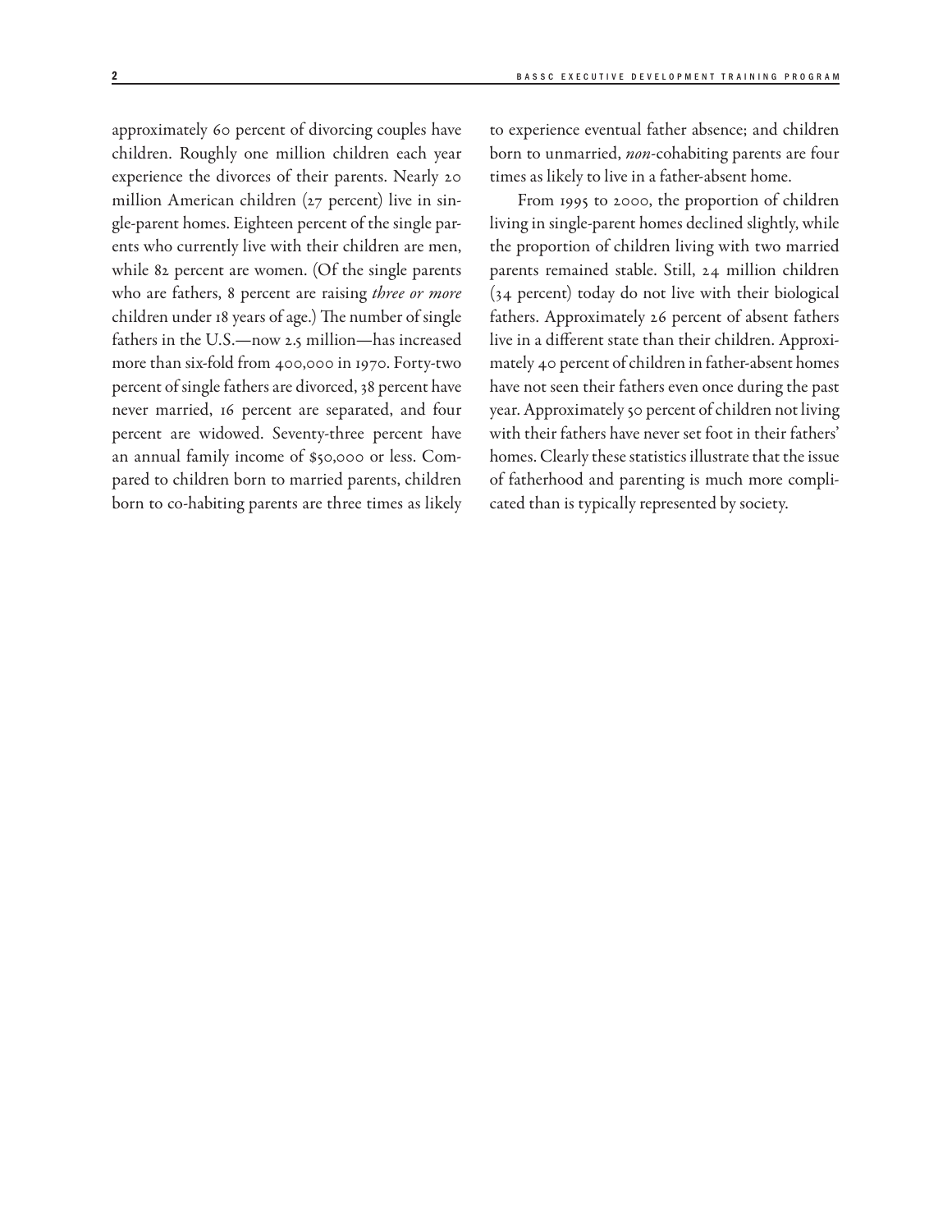approximately 60 percent of divorcing couples have children. Roughly one million children each year experience the divorces of their parents. Nearly 20 million American children (27 percent) live in single-parent homes. Eighteen percent of the single parents who currently live with their children are men, while 82 percent are women. (Of the single parents who are fathers, 8 percent are raising *three or more* children under 18 years of age.) The number of single fathers in the U.S.—now 2.5 million—has increased more than six-fold from 400,000 in 1970. Forty-two percent of single fathers are divorced, 38 percent have never married, 16 percent are separated, and four percent are widowed. Seventy-three percent have an annual family income of $50,000 or less. Compared to children born to married parents, children born to co-habiting parents are three times as likely to experience eventual father absence; and children born to unmarried, *non*-cohabiting parents are four times as likely to live in a father-absent home.

From 1995 to 2000, the proportion of children living in single-parent homes declined slightly, while the proportion of children living with two married parents remained stable. Still, 24 million children (34 percent) today do not live with their biological fathers. Approximately 26 percent of absent fathers live in a different state than their children. Approximately 40 percent of children in father-absent homes have not seen their fathers even once during the past year. Approximately 50 percent of children not living with their fathers have never set foot in their fathers' homes. Clearly these statistics illustrate that the issue of fatherhood and parenting is much more complicated than is typically represented by society.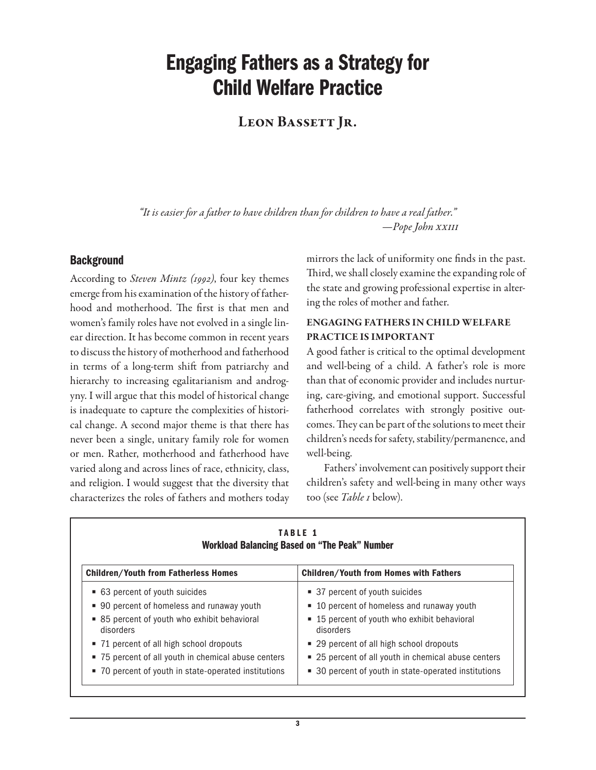# Engaging Fathers as a Strategy for Child Welfare Practice

**Leon Bassett Jr.**

*"It is easier for a father to have children than for children to have a real father."*
*—Pope John XXIII*

## Background

According to *Steven Mintz (1992)*, four key themes emerge from his examination of the history of fatherhood and motherhood. The first is that men and women's family roles have not evolved in a single linear direction. It has become common in recent years to discuss the history of motherhood and fatherhood in terms of a long-term shift from patriarchy and hierarchy to increasing egalitarianism and androgyny. I will argue that this model of historical change is inadequate to capture the complexities of historical change. A second major theme is that there has never been a single, unitary family role for women or men. Rather, motherhood and fatherhood have varied along and across lines of race, ethnicity, class, and religion. I would suggest that the diversity that characterizes the roles of fathers and mothers today mirrors the lack of uniformity one finds in the past. Third, we shall closely examine the expanding role of the state and growing professional expertise in altering the roles of mother and father.

### ENGAGING FATHERS IN CHILD WELFARE PRACTICE IS IMPORTANT

A good father is critical to the optimal development and well-being of a child. A father's role is more than that of economic provider and includes nurturing, care-giving, and emotional support. Successful fatherhood correlates with strongly positive outcomes. They can be part of the solutions to meet their children's needs for safety, stability/permanence, and well-being.

Fathers' involvement can positively support their children's safety and well-being in many other ways too (see *Table 1* below).

**TABLE 1**
**Workload Balancing Based on "The Peak" Number**

| Children/Youth from Fatherless Homes | Children/Youth from Homes with Fathers |
|---|---|
| 63 percent of youth suicides | 37 percent of youth suicides |
| 90 percent of homeless and runaway youth | 10 percent of homeless and runaway youth |
| 85 percent of youth who exhibit behavioral disorders | 15 percent of youth who exhibit behavioral disorders |
| 71 percent of all high school dropouts | 29 percent of all high school dropouts |
| 75 percent of all youth in chemical abuse centers | 25 percent of all youth in chemical abuse centers |
| 70 percent of youth in state-operated institutions | 30 percent of youth in state-operated institutions |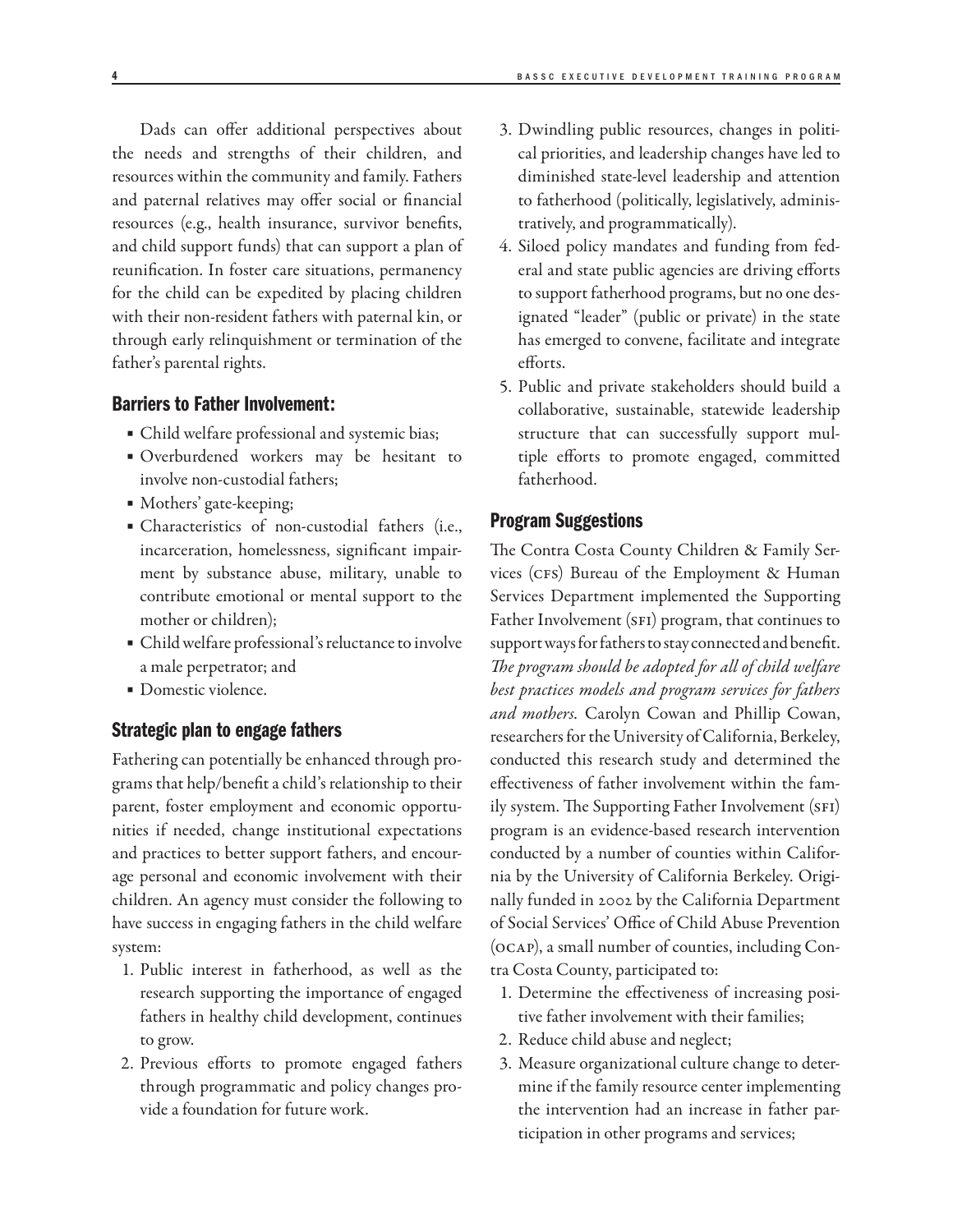Dads can offer additional perspectives about the needs and strengths of their children, and resources within the community and family. Fathers and paternal relatives may offer social or financial resources (e.g., health insurance, survivor benefits, and child support funds) that can support a plan of reunification. In foster care situations, permanency for the child can be expedited by placing children with their non-resident fathers with paternal kin, or through early relinquishment or termination of the father's parental rights.

### Barriers to Father Involvement:

- Child welfare professional and systemic bias;
- Overburdened workers may be hesitant to involve non-custodial fathers;
- Mothers' gate-keeping;
- Characteristics of non-custodial fathers (i.e., incarceration, homelessness, significant impairment by substance abuse, military, unable to contribute emotional or mental support to the mother or children);
- Child welfare professional's reluctance to involve a male perpetrator; and
- Domestic violence.

### Strategic plan to engage fathers

Fathering can potentially be enhanced through programs that help/benefit a child's relationship to their parent, foster employment and economic opportunities if needed, change institutional expectations and practices to better support fathers, and encourage personal and economic involvement with their children. An agency must consider the following to have success in engaging fathers in the child welfare system:

1. Public interest in fatherhood, as well as the research supporting the importance of engaged fathers in healthy child development, continues to grow.
2. Previous efforts to promote engaged fathers through programmatic and policy changes provide a foundation for future work.
3. Dwindling public resources, changes in political priorities, and leadership changes have led to diminished state-level leadership and attention to fatherhood (politically, legislatively, administratively, and programmatically).
4. Siloed policy mandates and funding from federal and state public agencies are driving efforts to support fatherhood programs, but no one designated "leader" (public or private) in the state has emerged to convene, facilitate and integrate efforts.
5. Public and private stakeholders should build a collaborative, sustainable, statewide leadership structure that can successfully support multiple efforts to promote engaged, committed fatherhood.

### Program Suggestions

The Contra Costa County Children & Family Services (CFS) Bureau of the Employment & Human Services Department implemented the Supporting Father Involvement (SFI) program, that continues to support ways for fathers to stay connected and benefit. *The program should be adopted for all of child welfare best practices models and program services for fathers and mothers.* Carolyn Cowan and Phillip Cowan, researchers for the University of California, Berkeley, conducted this research study and determined the effectiveness of father involvement within the family system. The Supporting Father Involvement (SFI) program is an evidence-based research intervention conducted by a number of counties within California by the University of California Berkeley. Originally funded in 2002 by the California Department of Social Services' Office of Child Abuse Prevention (OCAP), a small number of counties, including Contra Costa County, participated to:

1. Determine the effectiveness of increasing positive father involvement with their families;
2. Reduce child abuse and neglect;
3. Measure organizational culture change to determine if the family resource center implementing the intervention had an increase in father participation in other programs and services;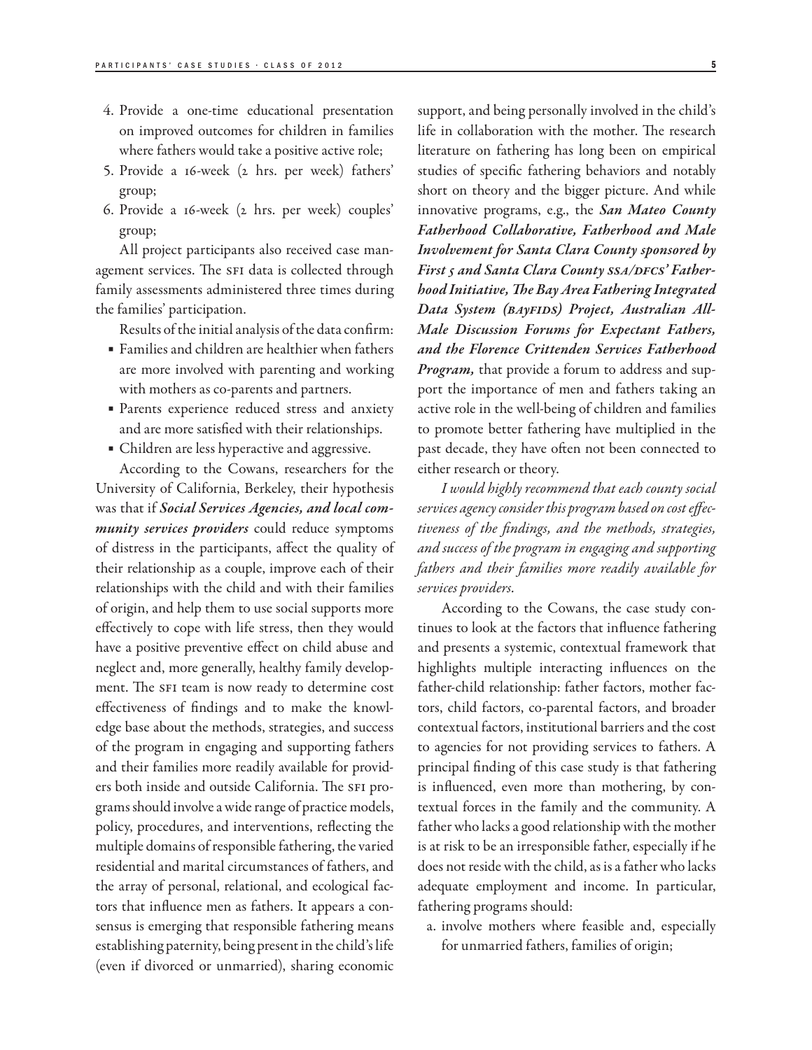4. Provide a one-time educational presentation on improved outcomes for children in families where fathers would take a positive active role;
5. Provide a 16-week (2 hrs. per week) fathers' group;
6. Provide a 16-week (2 hrs. per week) couples' group;

All project participants also received case management services. The SFI data is collected through family assessments administered three times during the families' participation.

Results of the initial analysis of the data confirm:

- Families and children are healthier when fathers are more involved with parenting and working with mothers as co-parents and partners.
- Parents experience reduced stress and anxiety and are more satisfied with their relationships.
- Children are less hyperactive and aggressive.

According to the Cowans, researchers for the University of California, Berkeley, their hypothesis was that if ***Social Services Agencies, and local community services providers*** could reduce symptoms of distress in the participants, affect the quality of their relationship as a couple, improve each of their relationships with the child and with their families of origin, and help them to use social supports more effectively to cope with life stress, then they would have a positive preventive effect on child abuse and neglect and, more generally, healthy family development. The SFI team is now ready to determine cost effectiveness of findings and to make the knowledge base about the methods, strategies, and success of the program in engaging and supporting fathers and their families more readily available for providers both inside and outside California. The SFI programs should involve a wide range of practice models, policy, procedures, and interventions, reflecting the multiple domains of responsible fathering, the varied residential and marital circumstances of fathers, and the array of personal, relational, and ecological factors that influence men as fathers. It appears a consensus is emerging that responsible fathering means establishing paternity, being present in the child's life (even if divorced or unmarried), sharing economic support, and being personally involved in the child's life in collaboration with the mother. The research literature on fathering has long been on empirical studies of specific fathering behaviors and notably short on theory and the bigger picture. And while innovative programs, e.g., the ***San Mateo County Fatherhood Collaborative, Fatherhood and Male Involvement for Santa Clara County sponsored by First 5 and Santa Clara County SSA/DFCS' Fatherhood Initiative, The Bay Area Fathering Integrated Data System (BAYFIDS) Project, Australian All-Male Discussion Forums for Expectant Fathers, and the Florence Crittenden Services Fatherhood Program,*** that provide a forum to address and support the importance of men and fathers taking an active role in the well-being of children and families to promote better fathering have multiplied in the past decade, they have often not been connected to either research or theory.

*I would highly recommend that each county social services agency consider this program based on cost effectiveness of the findings, and the methods, strategies, and success of the program in engaging and supporting fathers and their families more readily available for services providers.*

According to the Cowans, the case study continues to look at the factors that influence fathering and presents a systemic, contextual framework that highlights multiple interacting influences on the father-child relationship: father factors, mother factors, child factors, co-parental factors, and broader contextual factors, institutional barriers and the cost to agencies for not providing services to fathers. A principal finding of this case study is that fathering is influenced, even more than mothering, by contextual forces in the family and the community. A father who lacks a good relationship with the mother is at risk to be an irresponsible father, especially if he does not reside with the child, as is a father who lacks adequate employment and income. In particular, fathering programs should:

a. involve mothers where feasible and, especially for unmarried fathers, families of origin;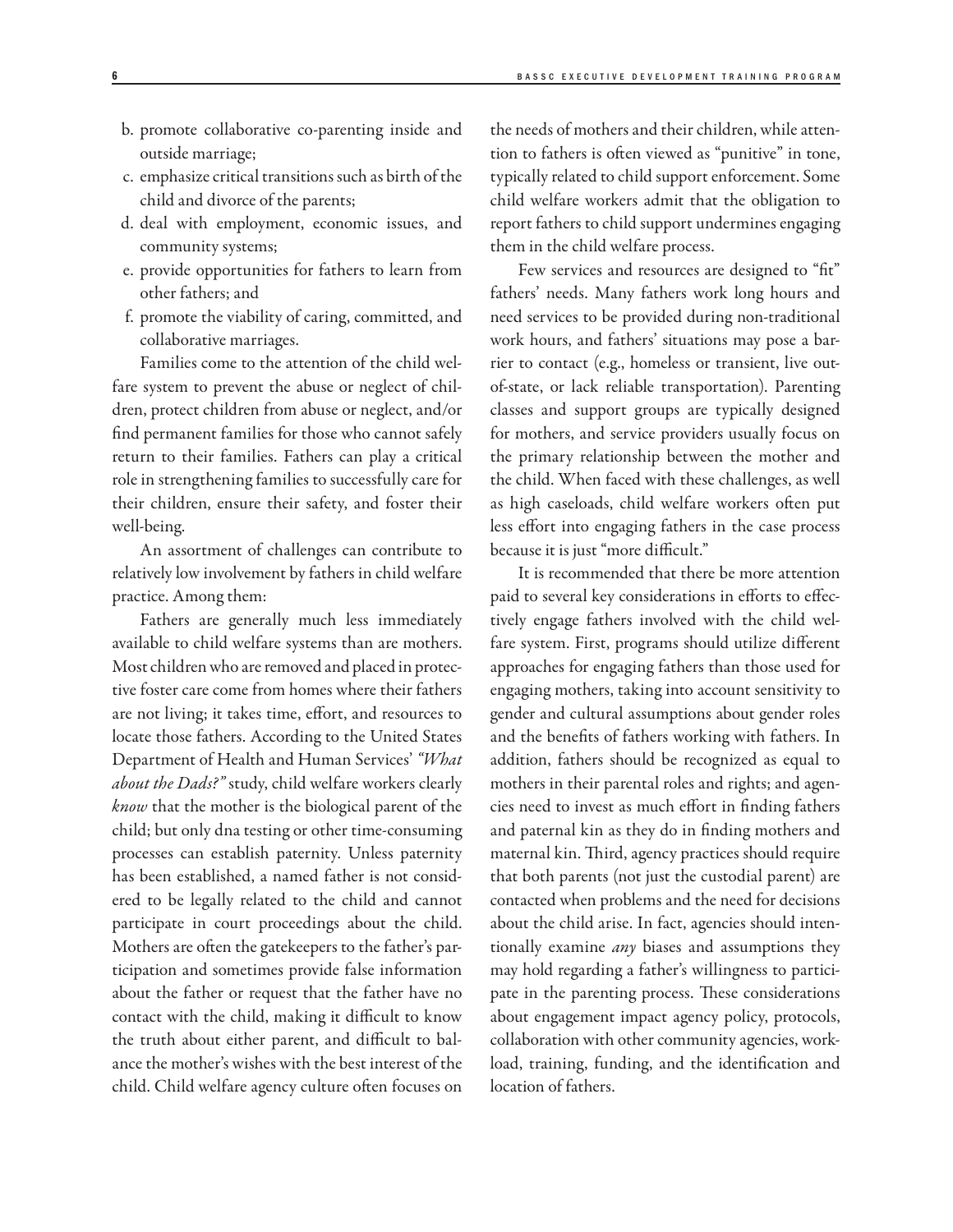b. promote collaborative co-parenting inside and outside marriage;
c. emphasize critical transitions such as birth of the child and divorce of the parents;
d. deal with employment, economic issues, and community systems;
e. provide opportunities for fathers to learn from other fathers; and
f. promote the viability of caring, committed, and collaborative marriages.

Families come to the attention of the child welfare system to prevent the abuse or neglect of children, protect children from abuse or neglect, and/or find permanent families for those who cannot safely return to their families. Fathers can play a critical role in strengthening families to successfully care for their children, ensure their safety, and foster their well-being.

An assortment of challenges can contribute to relatively low involvement by fathers in child welfare practice. Among them:

Fathers are generally much less immediately available to child welfare systems than are mothers. Most children who are removed and placed in protective foster care come from homes where their fathers are not living; it takes time, effort, and resources to locate those fathers. According to the United States Department of Health and Human Services' *"What about the Dads?"* study, child welfare workers clearly *know* that the mother is the biological parent of the child; but only dna testing or other time-consuming processes can establish paternity. Unless paternity has been established, a named father is not considered to be legally related to the child and cannot participate in court proceedings about the child. Mothers are often the gatekeepers to the father's participation and sometimes provide false information about the father or request that the father have no contact with the child, making it difficult to know the truth about either parent, and difficult to balance the mother's wishes with the best interest of the child. Child welfare agency culture often focuses on the needs of mothers and their children, while attention to fathers is often viewed as "punitive" in tone, typically related to child support enforcement. Some child welfare workers admit that the obligation to report fathers to child support undermines engaging them in the child welfare process.

Few services and resources are designed to "fit" fathers' needs. Many fathers work long hours and need services to be provided during non-traditional work hours, and fathers' situations may pose a barrier to contact (e.g., homeless or transient, live out-of-state, or lack reliable transportation). Parenting classes and support groups are typically designed for mothers, and service providers usually focus on the primary relationship between the mother and the child. When faced with these challenges, as well as high caseloads, child welfare workers often put less effort into engaging fathers in the case process because it is just "more difficult."

It is recommended that there be more attention paid to several key considerations in efforts to effectively engage fathers involved with the child welfare system. First, programs should utilize different approaches for engaging fathers than those used for engaging mothers, taking into account sensitivity to gender and cultural assumptions about gender roles and the benefits of fathers working with fathers. In addition, fathers should be recognized as equal to mothers in their parental roles and rights; and agencies need to invest as much effort in finding fathers and paternal kin as they do in finding mothers and maternal kin. Third, agency practices should require that both parents (not just the custodial parent) are contacted when problems and the need for decisions about the child arise. In fact, agencies should intentionally examine *any* biases and assumptions they may hold regarding a father's willingness to participate in the parenting process. These considerations about engagement impact agency policy, protocols, collaboration with other community agencies, workload, training, funding, and the identification and location of fathers.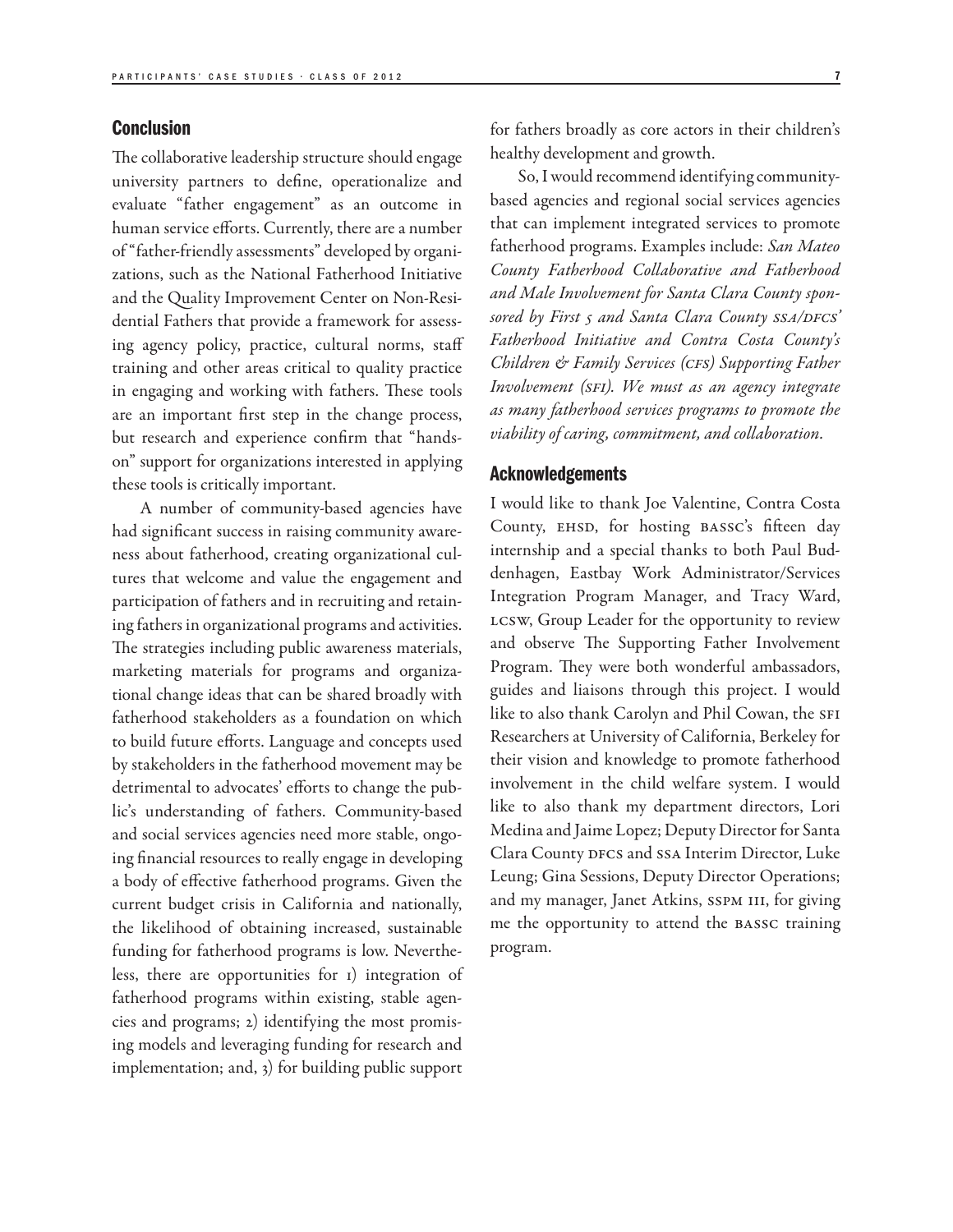## Conclusion

The collaborative leadership structure should engage university partners to define, operationalize and evaluate "father engagement" as an outcome in human service efforts. Currently, there are a number of "father-friendly assessments" developed by organizations, such as the National Fatherhood Initiative and the Quality Improvement Center on Non-Residential Fathers that provide a framework for assessing agency policy, practice, cultural norms, staff training and other areas critical to quality practice in engaging and working with fathers. These tools are an important first step in the change process, but research and experience confirm that "hands-on" support for organizations interested in applying these tools is critically important.

A number of community-based agencies have had significant success in raising community awareness about fatherhood, creating organizational cultures that welcome and value the engagement and participation of fathers and in recruiting and retaining fathers in organizational programs and activities. The strategies including public awareness materials, marketing materials for programs and organizational change ideas that can be shared broadly with fatherhood stakeholders as a foundation on which to build future efforts. Language and concepts used by stakeholders in the fatherhood movement may be detrimental to advocates' efforts to change the public's understanding of fathers. Community-based and social services agencies need more stable, ongoing financial resources to really engage in developing a body of effective fatherhood programs. Given the current budget crisis in California and nationally, the likelihood of obtaining increased, sustainable funding for fatherhood programs is low. Nevertheless, there are opportunities for 1) integration of fatherhood programs within existing, stable agencies and programs; 2) identifying the most promising models and leveraging funding for research and implementation; and, 3) for building public support for fathers broadly as core actors in their children's healthy development and growth.

So, I would recommend identifying community-based agencies and regional social services agencies that can implement integrated services to promote fatherhood programs. Examples include: *San Mateo County Fatherhood Collaborative and Fatherhood and Male Involvement for Santa Clara County sponsored by First 5 and Santa Clara County SSA/DFCS' Fatherhood Initiative and Contra Costa County's Children & Family Services (CFS) Supporting Father Involvement (SFI). We must as an agency integrate as many fatherhood services programs to promote the viability of caring, commitment, and collaboration.*

## Acknowledgements

I would like to thank Joe Valentine, Contra Costa County, EHSD, for hosting BASSC's fifteen day internship and a special thanks to both Paul Buddenhagen, Eastbay Work Administrator/Services Integration Program Manager, and Tracy Ward, LCSW, Group Leader for the opportunity to review and observe The Supporting Father Involvement Program. They were both wonderful ambassadors, guides and liaisons through this project. I would like to also thank Carolyn and Phil Cowan, the SFI Researchers at University of California, Berkeley for their vision and knowledge to promote fatherhood involvement in the child welfare system. I would like to also thank my department directors, Lori Medina and Jaime Lopez; Deputy Director for Santa Clara County DFCS and SSA Interim Director, Luke Leung; Gina Sessions, Deputy Director Operations; and my manager, Janet Atkins, SSPM III, for giving me the opportunity to attend the BASSC training program.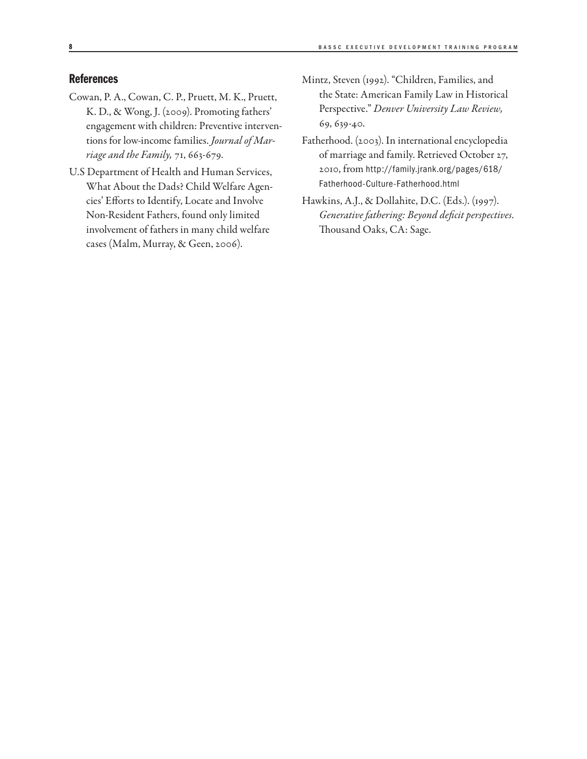## References

Cowan, P. A., Cowan, C. P., Pruett, M. K., Pruett, K. D., & Wong, J. (2009). Promoting fathers' engagement with children: Preventive interventions for low-income families. *Journal of Marriage and the Family,* 71, 663-679.

U.S Department of Health and Human Services, What About the Dads? Child Welfare Agencies' Efforts to Identify, Locate and Involve Non-Resident Fathers, found only limited involvement of fathers in many child welfare cases (Malm, Murray, & Geen, 2006).

Mintz, Steven (1992). "Children, Families, and the State: American Family Law in Historical Perspective." *Denver University Law Review,* 69, 639-40.

Fatherhood. (2003). In international encyclopedia of marriage and family. Retrieved October 27, 2010, from http://family.jrank.org/pages/618/Fatherhood-Culture-Fatherhood.html

Hawkins, A.J., & Dollahite, D.C. (Eds.). (1997). *Generative fathering: Beyond deficit perspectives*. Thousand Oaks, CA: Sage.